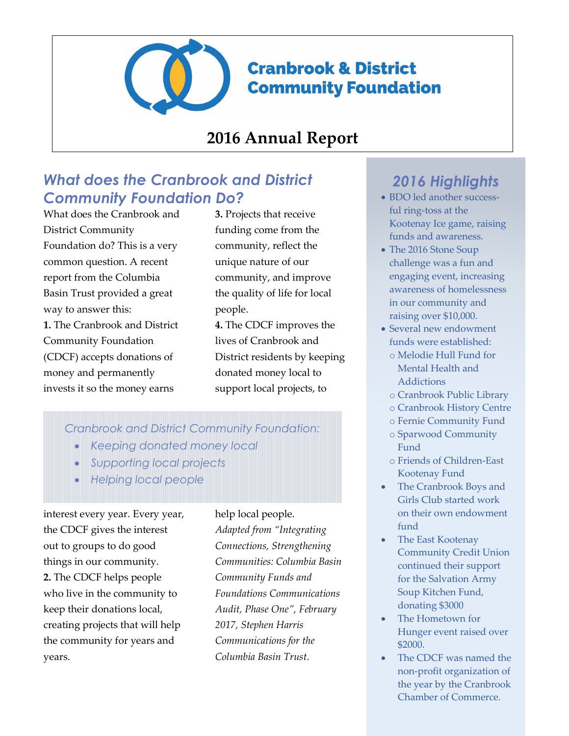# Cranbrook & District Community Foundation

# 2016 Annual Report

## *What does the Cranbrook and District Community Foundation Do?*

What does the Cranbrook and District Community Foundation do? This is a very common question. A recent report from the Columbia Basin Trust provided a great way to answer this:

**1.** The Cranbrook and District Community Foundation (CDCF) accepts donations of money and permanently invests it so the money earns interest every year. Every year, the CDCF gives the interest out to groups to do good things in our community.

**2.** The CDCF helps people who live in the community to keep their donations local, creating projects that will help the community for years and years.

**3.** Projects that receive funding come from the community, reflect the unique nature of our community, and improve the quality of life for local people.

**4.** The CDCF improves the lives of Cranbrook and District residents by keeping donated money local to support local projects, to help local people.

*Adapted from "Integrating Connections, Strengthening Communities: Columbia Basin Community Funds and Foundations Communications Audit, Phase One", February 2017, Stephen Harris Communications for the Columbia Basin Trust.*

*Cranbrook and District Community Foundation:*

- *Keeping donated money local*
- *Supporting local projects*
- *Helping local people*

## *2016 Highlights*

- BDO led another successful ring-toss at the Kootenay Ice game, raising funds and awareness.
- The 2016 Stone Soup challenge was a fun and engaging event, increasing awareness of homelessness in our community and raising over $10,000.
- Several new endowment funds were established:
  - Melodie Hull Fund for Mental Health and Addictions
  - Cranbrook Public Library
  - Cranbrook History Centre
  - Fernie Community Fund
  - Sparwood Community Fund
  - Friends of Children-East Kootenay Fund
- The Cranbrook Boys and Girls Club started work on their own endowment fund
- The East Kootenay Community Credit Union continued their support for the Salvation Army Soup Kitchen Fund, donating $3000
- The Hometown for Hunger event raised over $2000.
- The CDCF was named the non-profit organization of the year by the Cranbrook Chamber of Commerce.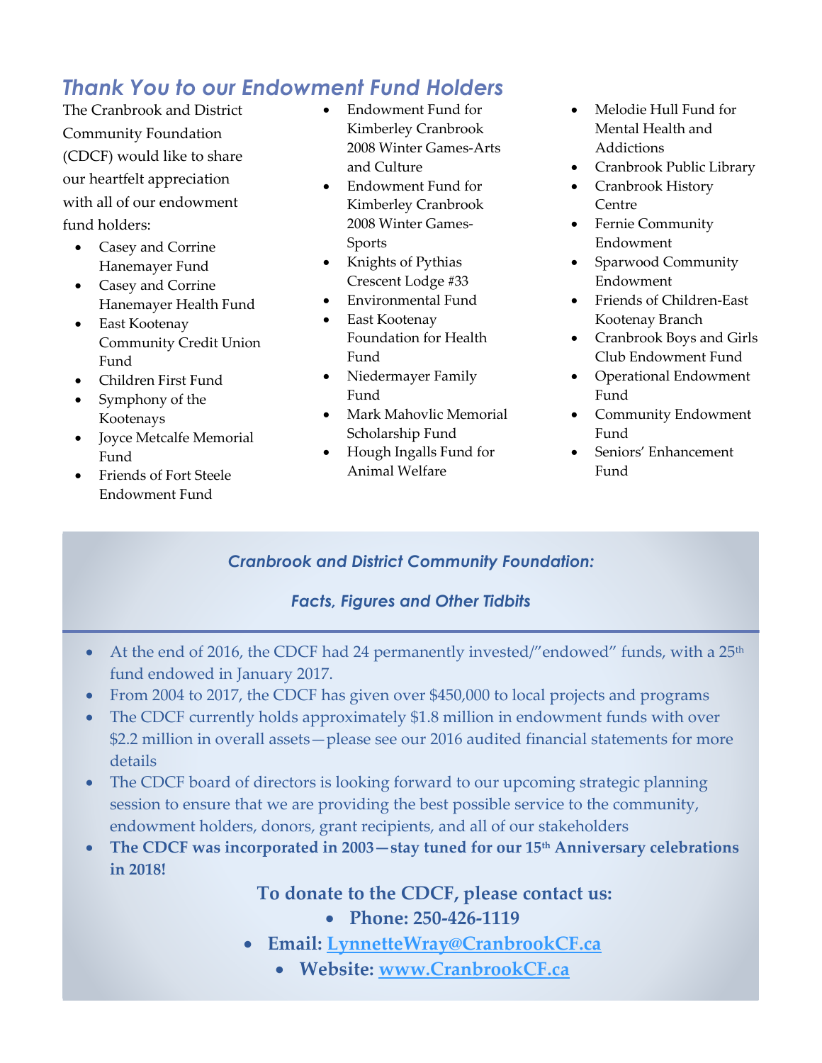## *Thank You to our Endowment Fund Holders*

The Cranbrook and District Community Foundation (CDCF) would like to share our heartfelt appreciation with all of our endowment fund holders:

- Casey and Corrine Hanemayer Fund
- Casey and Corrine Hanemayer Health Fund
- East Kootenay Community Credit Union Fund
- Children First Fund
- Symphony of the Kootenays
- Joyce Metcalfe Memorial Fund
- Friends of Fort Steele Endowment Fund
- Endowment Fund for Kimberley Cranbrook 2008 Winter Games-Arts and Culture
- Endowment Fund for Kimberley Cranbrook 2008 Winter Games-Sports
- Knights of Pythias Crescent Lodge #33
- Environmental Fund
- East Kootenay Foundation for Health Fund
- Niedermayer Family Fund
- Mark Mahovlic Memorial Scholarship Fund
- Hough Ingalls Fund for Animal Welfare
- Melodie Hull Fund for Mental Health and Addictions
- Cranbrook Public Library
- Cranbrook History Centre
- Fernie Community Endowment
- Sparwood Community Endowment
- Friends of Children-East Kootenay Branch
- Cranbrook Boys and Girls Club Endowment Fund
- Operational Endowment Fund
- Community Endowment Fund
- Seniors' Enhancement Fund

### *Cranbrook and District Community Foundation:*

### *Facts, Figures and Other Tidbits*

- At the end of 2016, the CDCF had 24 permanently invested/"endowed" funds, with a 25th fund endowed in January 2017.
- From 2004 to 2017, the CDCF has given over $450,000 to local projects and programs
- The CDCF currently holds approximately $1.8 million in endowment funds with over $2.2 million in overall assets—please see our 2016 audited financial statements for more details
- The CDCF board of directors is looking forward to our upcoming strategic planning session to ensure that we are providing the best possible service to the community, endowment holders, donors, grant recipients, and all of our stakeholders
- **The CDCF was incorporated in 2003—stay tuned for our 15th Anniversary celebrations in 2018!**

**To donate to the CDCF, please contact us:**

- **Phone: 250-426-1119**
- **Email: LynnetteWray@CranbrookCF.ca**
- **Website: www.CranbrookCF.ca**